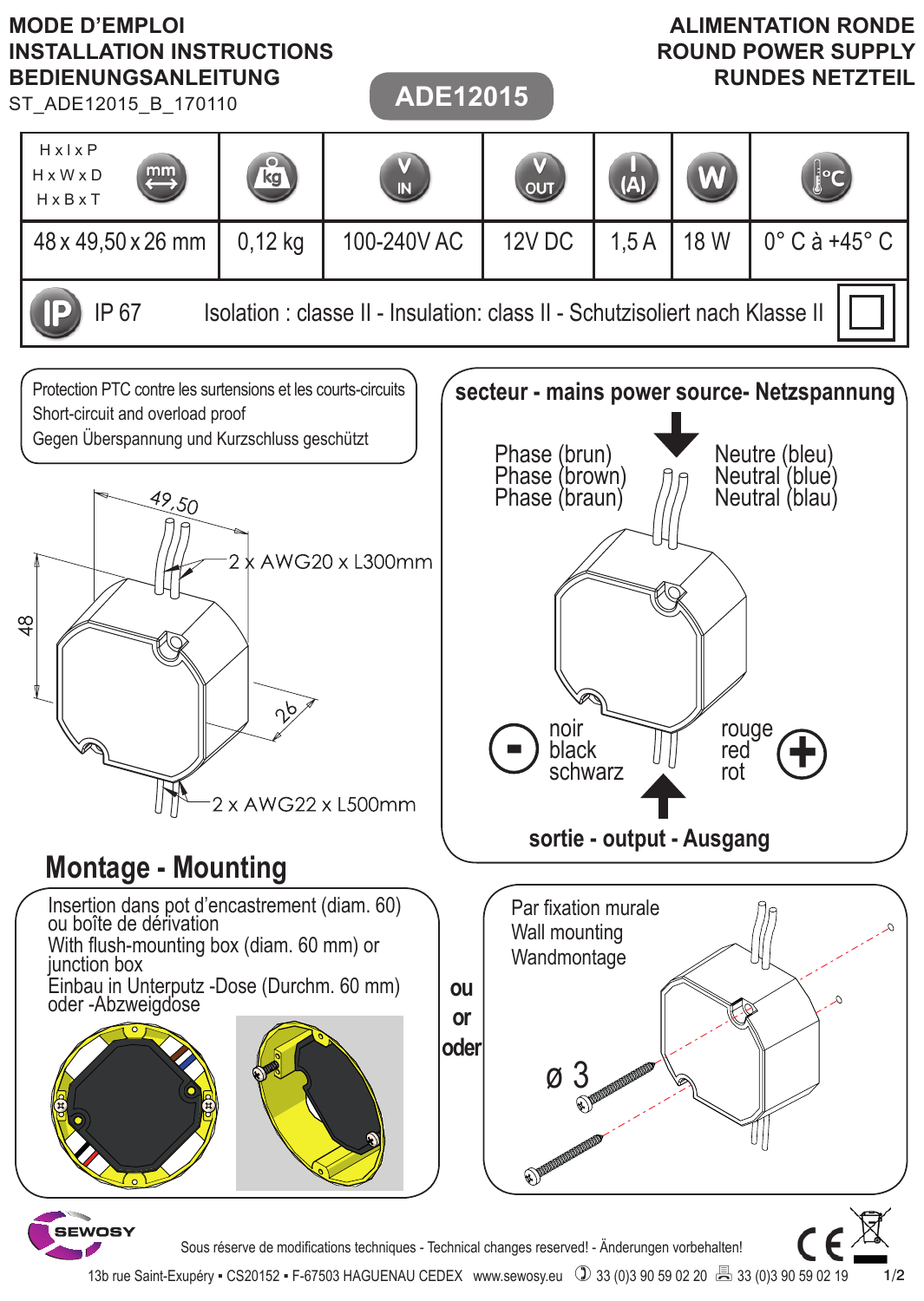# MODE D'EMPLOI
# INSTALLATION INSTRUCTIONS
# BEDIENUNGSANLEITUNG

ST_ADE12015_B_170110

## ADE12015

**ALIMENTATION RONDE**
**ROUND POWER SUPPLY**
**RUNDES NETZTEIL**

| H x l x P / H x W x D / H x B x T (mm) | kg | V IN | V OUT | I (A) | W | °C |
|---|---|---|---|---|---|---|
| 48 x 49,50 x 26 mm | 0,12 kg | 100-240V AC | 12V DC | 1,5 A | 18 W | 0° C à +45° C |

IP 67 — Isolation : classe II - Insulation: class II - Schutzisoliert nach Klasse II

Protection PTC contre les surtensions et les courts-circuits
Short-circuit and overload proof
Gegen Überspannung und Kurzschluss geschützt

49,50
2 x AWG20 x L300mm
48
26
2 x AWG22 x L500mm

**secteur - mains power source- Netzspannung**

Phase (brun)
Phase (brown)
Phase (braun)

Neutre (bleu)
Neutral (blue)
Neutral (blau)

(-) noir / black / schwarz

rouge / red / rot (+)

**sortie - output - Ausgang**

## Montage - Mounting

Insertion dans pot d'encastrement (diam. 60) ou boîte de dérivation
With flush-mounting box (diam. 60 mm) or junction box
Einbau in Unterputz -Dose (Durchm. 60 mm) oder -Abzweigdose

**ou**
**or**
**oder**

Par fixation murale
Wall mounting
Wandmontage

ø 3

SEWOSY

Sous réserve de modifications techniques - Technical changes reserved! - Änderungen vorbehalten!

13b rue Saint-Exupéry ▪ CS20152 ▪ F-67503 HAGUENAU CEDEX www.sewosy.eu ☎ 33 (0)3 90 59 02 20 📠 33 (0)3 90 59 02 19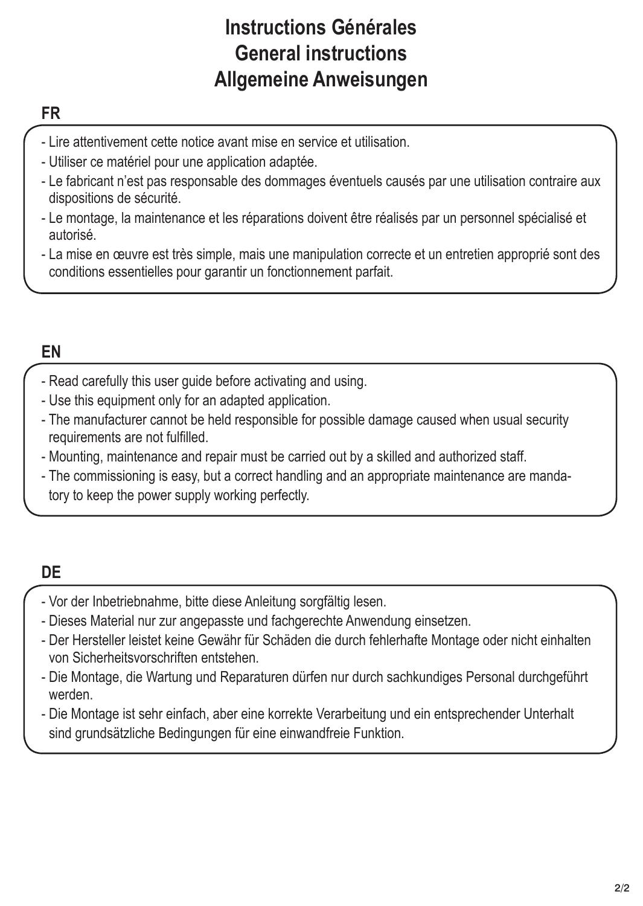# Instructions Générales
# General instructions
# Allgemeine Anweisungen

## FR

- Lire attentivement cette notice avant mise en service et utilisation.
- Utiliser ce matériel pour une application adaptée.
- Le fabricant n’est pas responsable des dommages éventuels causés par une utilisation contraire aux dispositions de sécurité.
- Le montage, la maintenance et les réparations doivent être réalisés par un personnel spécialisé et autorisé.
- La mise en œuvre est très simple, mais une manipulation correcte et un entretien approprié sont des conditions essentielles pour garantir un fonctionnement parfait.

## EN

- Read carefully this user guide before activating and using.
- Use this equipment only for an adapted application.
- The manufacturer cannot be held responsible for possible damage caused when usual security requirements are not fulfilled.
- Mounting, maintenance and repair must be carried out by a skilled and authorized staff.
- The commissioning is easy, but a correct handling and an appropriate maintenance are mandatory to keep the power supply working perfectly.

## DE

- Vor der Inbetriebnahme, bitte diese Anleitung sorgfältig lesen.
- Dieses Material nur zur angepasste und fachgerechte Anwendung einsetzen.
- Der Hersteller leistet keine Gewähr für Schäden die durch fehlerhafte Montage oder nicht einhalten von Sicherheitsvorschriften entstehen.
- Die Montage, die Wartung und Reparaturen dürfen nur durch sachkundiges Personal durchgeführt werden.
- Die Montage ist sehr einfach, aber eine korrekte Verarbeitung und ein entsprechender Unterhalt sind grundsätzliche Bedingungen für eine einwandfreie Funktion.